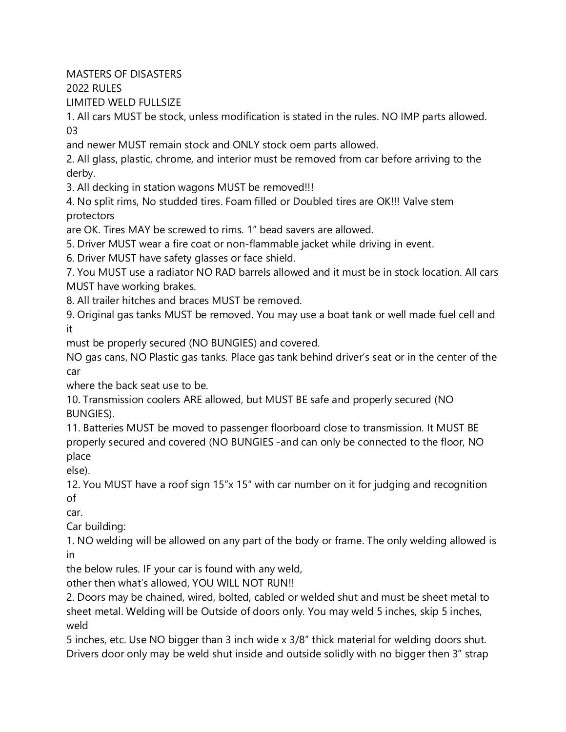MASTERS OF DISASTERS

2022 RULES

LIMITED WELD FULLSIZE

1. All cars MUST be stock, unless modification is stated in the rules. NO IMP parts allowed. 03 and newer MUST remain stock and ONLY stock oem parts allowed.
2. All glass, plastic, chrome, and interior must be removed from car before arriving to the derby.
3. All decking in station wagons MUST be removed!!!
4. No split rims, No studded tires. Foam filled or Doubled tires are OK!!! Valve stem protectors are OK. Tires MAY be screwed to rims. 1" bead savers are allowed.
5. Driver MUST wear a fire coat or non-flammable jacket while driving in event.
6. Driver MUST have safety glasses or face shield.
7. You MUST use a radiator NO RAD barrels allowed and it must be in stock location. All cars MUST have working brakes.
8. All trailer hitches and braces MUST be removed.
9. Original gas tanks MUST be removed. You may use a boat tank or well made fuel cell and it must be properly secured (NO BUNGIES) and covered.
   NO gas cans, NO Plastic gas tanks. Place gas tank behind driver's seat or in the center of the car where the back seat use to be.
10. Transmission coolers ARE allowed, but MUST BE safe and properly secured (NO BUNGIES).
11. Batteries MUST be moved to passenger floorboard close to transmission. It MUST BE properly secured and covered (NO BUNGIES -and can only be connected to the floor, NO place else).
12. You MUST have a roof sign 15"x 15" with car number on it for judging and recognition of car.

Car building:

1. NO welding will be allowed on any part of the body or frame. The only welding allowed is in the below rules. IF your car is found with any weld, other then what's allowed, YOU WILL NOT RUN!!
2. Doors may be chained, wired, bolted, cabled or welded shut and must be sheet metal to sheet metal. Welding will be Outside of doors only. You may weld 5 inches, skip 5 inches, weld 5 inches, etc. Use NO bigger than 3 inch wide x 3/8" thick material for welding doors shut. Drivers door only may be weld shut inside and outside solidly with no bigger then 3" strap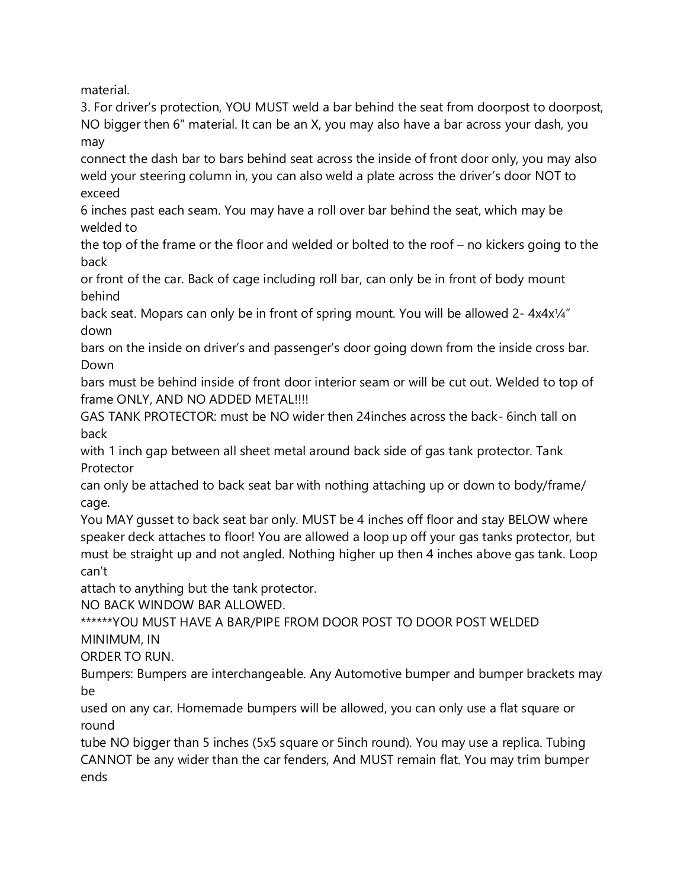material.

3. For driver's protection, YOU MUST weld a bar behind the seat from doorpost to doorpost, NO bigger then 6" material. It can be an X, you may also have a bar across your dash, you may connect the dash bar to bars behind seat across the inside of front door only, you may also weld your steering column in, you can also weld a plate across the driver's door NOT to exceed 6 inches past each seam. You may have a roll over bar behind the seat, which may be welded to the top of the frame or the floor and welded or bolted to the roof – no kickers going to the back or front of the car. Back of cage including roll bar, can only be in front of body mount behind back seat. Mopars can only be in front of spring mount. You will be allowed 2- 4x4x¼" down bars on the inside on driver's and passenger's door going down from the inside cross bar. Down bars must be behind inside of front door interior seam or will be cut out. Welded to top of frame ONLY, AND NO ADDED METAL!!!!

GAS TANK PROTECTOR: must be NO wider then 24inches across the back- 6inch tall on back with 1 inch gap between all sheet metal around back side of gas tank protector. Tank Protector can only be attached to back seat bar with nothing attaching up or down to body/frame/ cage.
You MAY gusset to back seat bar only. MUST be 4 inches off floor and stay BELOW where speaker deck attaches to floor! You are allowed a loop up off your gas tanks protector, but must be straight up and not angled. Nothing higher up then 4 inches above gas tank. Loop can't attach to anything but the tank protector.

NO BACK WINDOW BAR ALLOWED.

******YOU MUST HAVE A BAR/PIPE FROM DOOR POST TO DOOR POST WELDED MINIMUM, IN ORDER TO RUN.

Bumpers: Bumpers are interchangeable. Any Automotive bumper and bumper brackets may be used on any car. Homemade bumpers will be allowed, you can only use a flat square or round tube NO bigger than 5 inches (5x5 square or 5inch round). You may use a replica. Tubing CANNOT be any wider than the car fenders, And MUST remain flat. You may trim bumper ends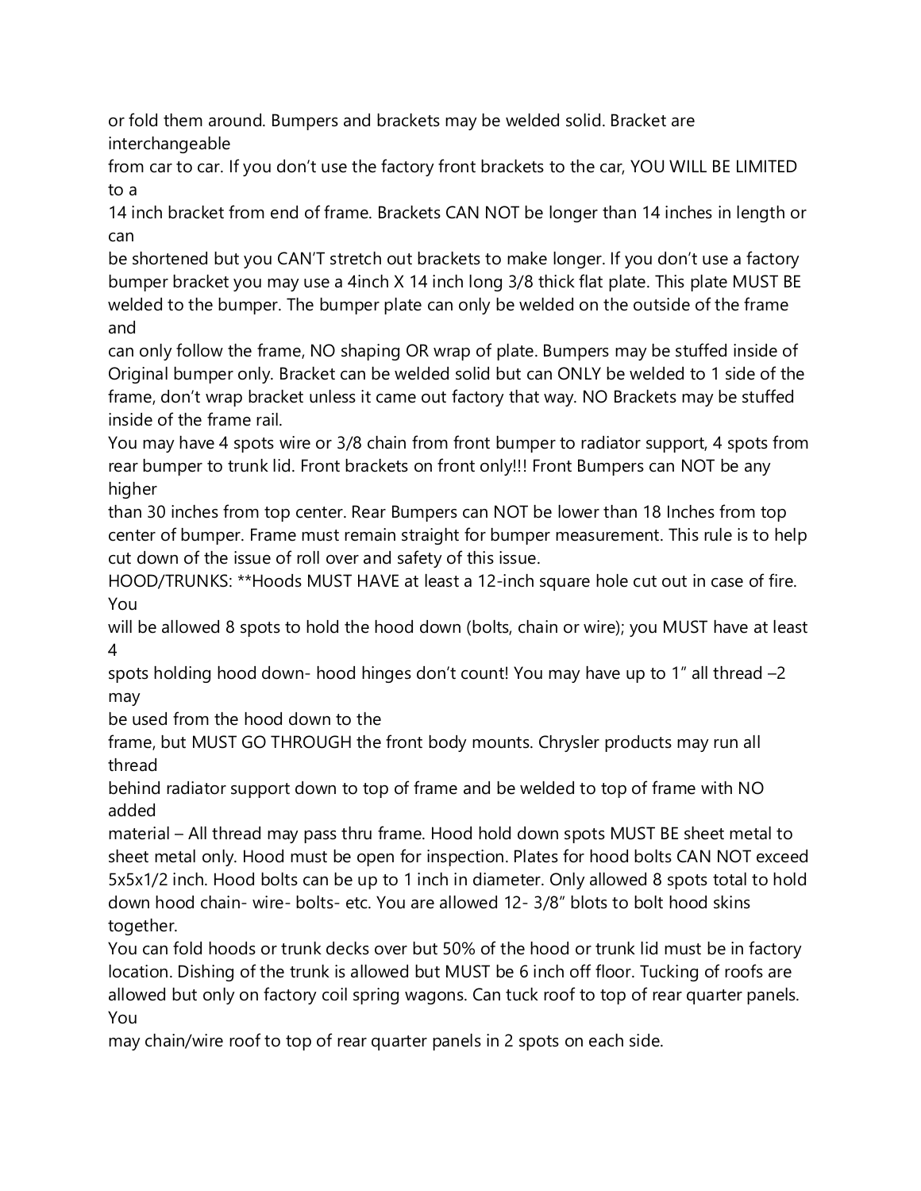or fold them around. Bumpers and brackets may be welded solid. Bracket are interchangeable from car to car. If you don't use the factory front brackets to the car, YOU WILL BE LIMITED to a 14 inch bracket from end of frame. Brackets CAN NOT be longer than 14 inches in length or can be shortened but you CAN'T stretch out brackets to make longer. If you don't use a factory bumper bracket you may use a 4inch X 14 inch long 3/8 thick flat plate. This plate MUST BE welded to the bumper. The bumper plate can only be welded on the outside of the frame and can only follow the frame, NO shaping OR wrap of plate. Bumpers may be stuffed inside of Original bumper only. Bracket can be welded solid but can ONLY be welded to 1 side of the frame, don't wrap bracket unless it came out factory that way. NO Brackets may be stuffed inside of the frame rail.

You may have 4 spots wire or 3/8 chain from front bumper to radiator support, 4 spots from rear bumper to trunk lid. Front brackets on front only!!! Front Bumpers can NOT be any higher than 30 inches from top center. Rear Bumpers can NOT be lower than 18 Inches from top center of bumper. Frame must remain straight for bumper measurement. This rule is to help cut down of the issue of roll over and safety of this issue.

HOOD/TRUNKS: **Hoods MUST HAVE at least a 12-inch square hole cut out in case of fire. You will be allowed 8 spots to hold the hood down (bolts, chain or wire); you MUST have at least 4 spots holding hood down- hood hinges don't count! You may have up to 1" all thread –2 may be used from the hood down to the frame, but MUST GO THROUGH the front body mounts. Chrysler products may run all thread behind radiator support down to top of frame and be welded to top of frame with NO added material – All thread may pass thru frame. Hood hold down spots MUST BE sheet metal to sheet metal only. Hood must be open for inspection. Plates for hood bolts CAN NOT exceed 5x5x1/2 inch. Hood bolts can be up to 1 inch in diameter. Only allowed 8 spots total to hold down hood chain- wire- bolts- etc. You are allowed 12- 3/8" blots to bolt hood skins together.

You can fold hoods or trunk decks over but 50% of the hood or trunk lid must be in factory location. Dishing of the trunk is allowed but MUST be 6 inch off floor. Tucking of roofs are allowed but only on factory coil spring wagons. Can tuck roof to top of rear quarter panels. You may chain/wire roof to top of rear quarter panels in 2 spots on each side.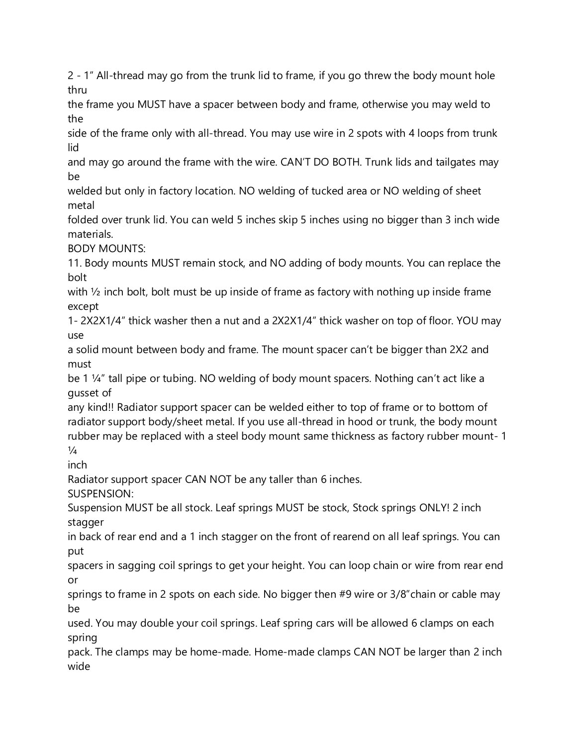2 - 1" All-thread may go from the trunk lid to frame, if you go threw the body mount hole thru the frame you MUST have a spacer between body and frame, otherwise you may weld to the side of the frame only with all-thread. You may use wire in 2 spots with 4 loops from trunk lid and may go around the frame with the wire. CAN'T DO BOTH. Trunk lids and tailgates may be welded but only in factory location. NO welding of tucked area or NO welding of sheet metal folded over trunk lid. You can weld 5 inches skip 5 inches using no bigger than 3 inch wide materials.

BODY MOUNTS:

11. Body mounts MUST remain stock, and NO adding of body mounts. You can replace the bolt with ½ inch bolt, bolt must be up inside of frame as factory with nothing up inside frame except 1- 2X2X1/4" thick washer then a nut and a 2X2X1/4" thick washer on top of floor. YOU may use a solid mount between body and frame. The mount spacer can't be bigger than 2X2 and must be 1 ¼" tall pipe or tubing. NO welding of body mount spacers. Nothing can't act like a gusset of any kind!! Radiator support spacer can be welded either to top of frame or to bottom of radiator support body/sheet metal. If you use all-thread in hood or trunk, the body mount rubber may be replaced with a steel body mount same thickness as factory rubber mount- 1 ¼ inch

Radiator support spacer CAN NOT be any taller than 6 inches.

SUSPENSION:

Suspension MUST be all stock. Leaf springs MUST be stock, Stock springs ONLY! 2 inch stagger in back of rear end and a 1 inch stagger on the front of rearend on all leaf springs. You can put spacers in sagging coil springs to get your height. You can loop chain or wire from rear end or springs to frame in 2 spots on each side. No bigger then #9 wire or 3/8"chain or cable may be used. You may double your coil springs. Leaf spring cars will be allowed 6 clamps on each spring pack. The clamps may be home-made. Home-made clamps CAN NOT be larger than 2 inch wide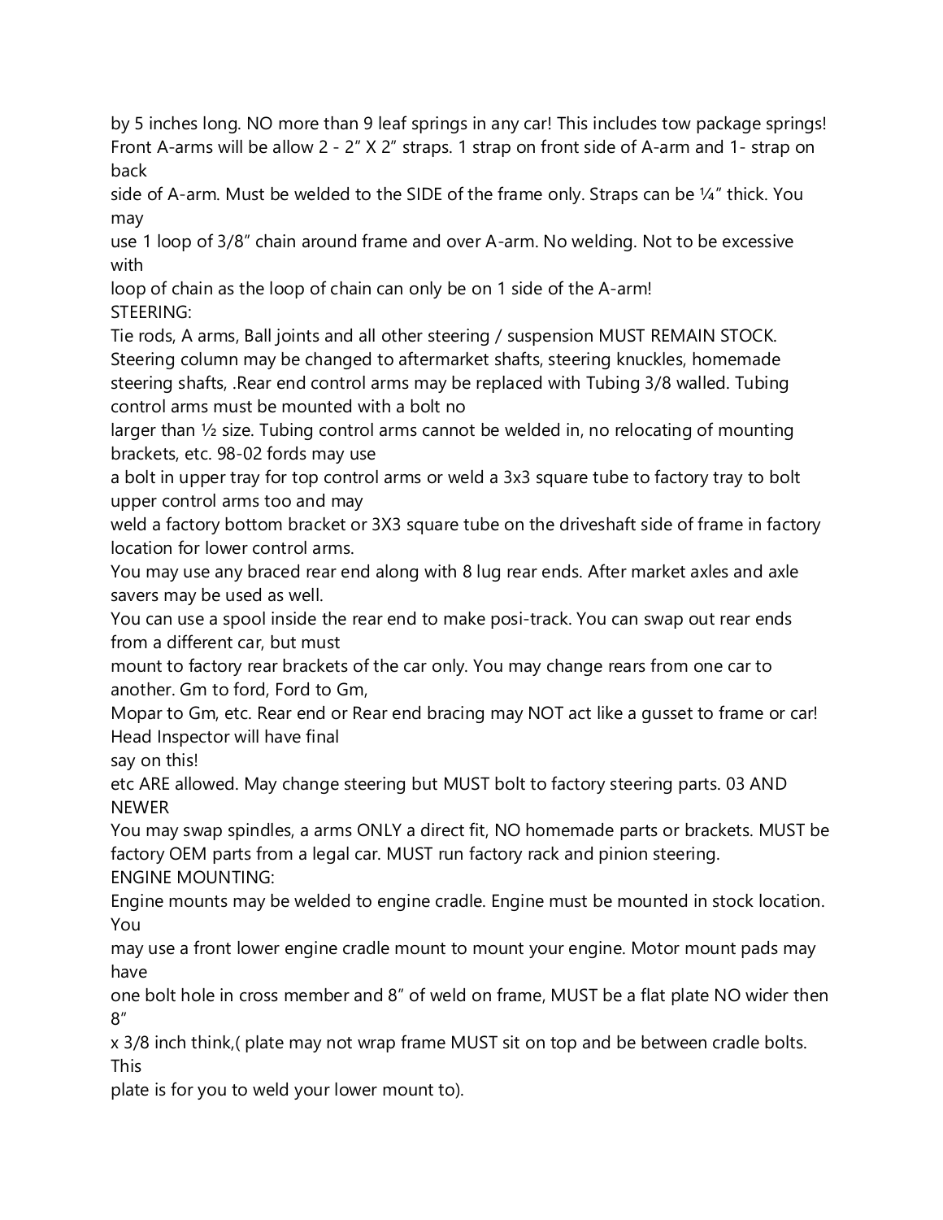by 5 inches long. NO more than 9 leaf springs in any car! This includes tow package springs! Front A-arms will be allow 2 - 2" X 2" straps. 1 strap on front side of A-arm and 1- strap on back side of A-arm. Must be welded to the SIDE of the frame only. Straps can be ¼" thick. You may use 1 loop of 3/8" chain around frame and over A-arm. No welding. Not to be excessive with loop of chain as the loop of chain can only be on 1 side of the A-arm!

STEERING:

Tie rods, A arms, Ball joints and all other steering / suspension MUST REMAIN STOCK. Steering column may be changed to aftermarket shafts, steering knuckles, homemade steering shafts, .Rear end control arms may be replaced with Tubing 3/8 walled. Tubing control arms must be mounted with a bolt no larger than ½ size. Tubing control arms cannot be welded in, no relocating of mounting brackets, etc. 98-02 fords may use a bolt in upper tray for top control arms or weld a 3x3 square tube to factory tray to bolt upper control arms too and may weld a factory bottom bracket or 3X3 square tube on the driveshaft side of frame in factory location for lower control arms.

You may use any braced rear end along with 8 lug rear ends. After market axles and axle savers may be used as well.

You can use a spool inside the rear end to make posi-track. You can swap out rear ends from a different car, but must mount to factory rear brackets of the car only. You may change rears from one car to another. Gm to ford, Ford to Gm, Mopar to Gm, etc. Rear end or Rear end bracing may NOT act like a gusset to frame or car! Head Inspector will have final say on this!

etc ARE allowed. May change steering but MUST bolt to factory steering parts. 03 AND NEWER

You may swap spindles, a arms ONLY a direct fit, NO homemade parts or brackets. MUST be factory OEM parts from a legal car. MUST run factory rack and pinion steering.

ENGINE MOUNTING:

Engine mounts may be welded to engine cradle. Engine must be mounted in stock location. You may use a front lower engine cradle mount to mount your engine. Motor mount pads may have one bolt hole in cross member and 8" of weld on frame, MUST be a flat plate NO wider then 8" x 3/8 inch think,( plate may not wrap frame MUST sit on top and be between cradle bolts. This plate is for you to weld your lower mount to).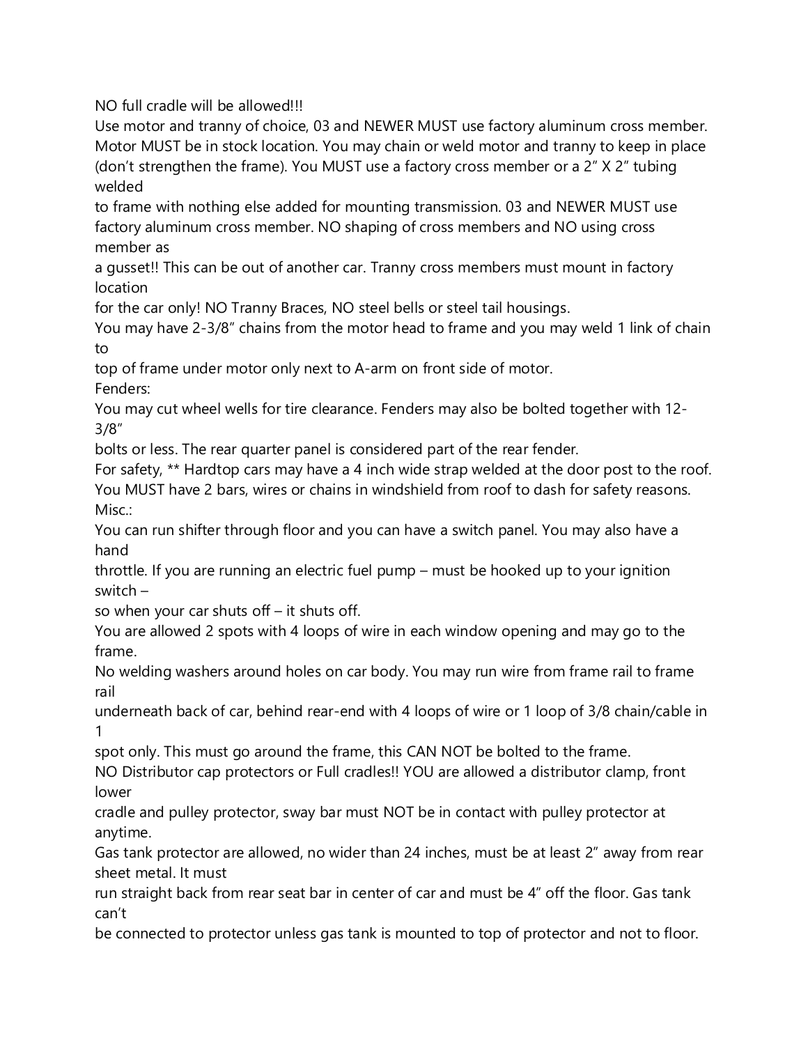NO full cradle will be allowed!!!

Use motor and tranny of choice, 03 and NEWER MUST use factory aluminum cross member. Motor MUST be in stock location. You may chain or weld motor and tranny to keep in place (don't strengthen the frame). You MUST use a factory cross member or a 2" X 2" tubing welded to frame with nothing else added for mounting transmission. 03 and NEWER MUST use factory aluminum cross member. NO shaping of cross members and NO using cross member as a gusset!! This can be out of another car. Tranny cross members must mount in factory location for the car only! NO Tranny Braces, NO steel bells or steel tail housings.

You may have 2-3/8" chains from the motor head to frame and you may weld 1 link of chain to top of frame under motor only next to A-arm on front side of motor.

Fenders:

You may cut wheel wells for tire clearance. Fenders may also be bolted together with 12-3/8" bolts or less. The rear quarter panel is considered part of the rear fender.

For safety, ** Hardtop cars may have a 4 inch wide strap welded at the door post to the roof.

You MUST have 2 bars, wires or chains in windshield from roof to dash for safety reasons.

Misc.:

You can run shifter through floor and you can have a switch panel. You may also have a hand throttle. If you are running an electric fuel pump – must be hooked up to your ignition switch – so when your car shuts off – it shuts off.

You are allowed 2 spots with 4 loops of wire in each window opening and may go to the frame.

No welding washers around holes on car body. You may run wire from frame rail to frame rail underneath back of car, behind rear-end with 4 loops of wire or 1 loop of 3/8 chain/cable in 1 spot only. This must go around the frame, this CAN NOT be bolted to the frame.

NO Distributor cap protectors or Full cradles!! YOU are allowed a distributor clamp, front lower cradle and pulley protector, sway bar must NOT be in contact with pulley protector at anytime.

Gas tank protector are allowed, no wider than 24 inches, must be at least 2" away from rear sheet metal. It must run straight back from rear seat bar in center of car and must be 4" off the floor. Gas tank can't be connected to protector unless gas tank is mounted to top of protector and not to floor.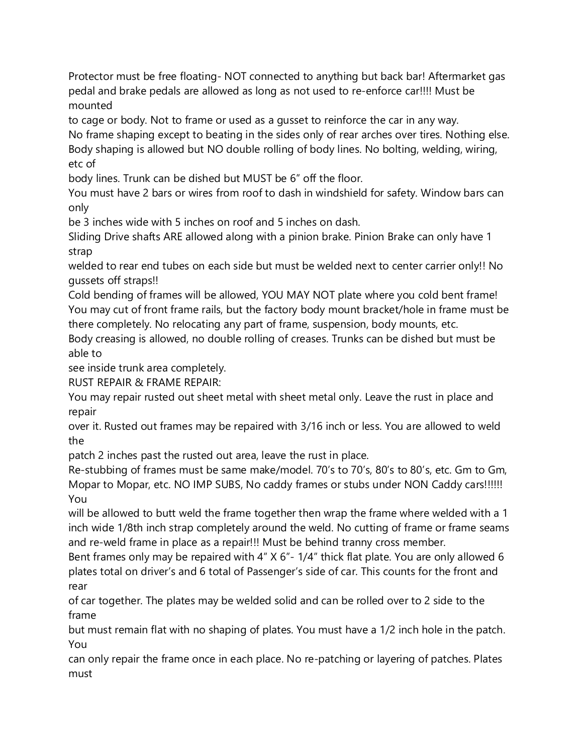Protector must be free floating- NOT connected to anything but back bar! Aftermarket gas pedal and brake pedals are allowed as long as not used to re-enforce car!!!! Must be mounted to cage or body. Not to frame or used as a gusset to reinforce the car in any way.

No frame shaping except to beating in the sides only of rear arches over tires. Nothing else.

Body shaping is allowed but NO double rolling of body lines. No bolting, welding, wiring, etc of body lines. Trunk can be dished but MUST be 6" off the floor.

You must have 2 bars or wires from roof to dash in windshield for safety. Window bars can only be 3 inches wide with 5 inches on roof and 5 inches on dash.

Sliding Drive shafts ARE allowed along with a pinion brake. Pinion Brake can only have 1 strap welded to rear end tubes on each side but must be welded next to center carrier only!! No gussets off straps!!

Cold bending of frames will be allowed, YOU MAY NOT plate where you cold bent frame!

You may cut of front frame rails, but the factory body mount bracket/hole in frame must be there completely. No relocating any part of frame, suspension, body mounts, etc.

Body creasing is allowed, no double rolling of creases. Trunks can be dished but must be able to see inside trunk area completely.

RUST REPAIR & FRAME REPAIR:

You may repair rusted out sheet metal with sheet metal only. Leave the rust in place and repair over it. Rusted out frames may be repaired with 3/16 inch or less. You are allowed to weld the patch 2 inches past the rusted out area, leave the rust in place.

Re-stubbing of frames must be same make/model. 70's to 70's, 80's to 80's, etc. Gm to Gm, Mopar to Mopar, etc. NO IMP SUBS, No caddy frames or stubs under NON Caddy cars!!!!!! You will be allowed to butt weld the frame together then wrap the frame where welded with a 1 inch wide 1/8th inch strap completely around the weld. No cutting of frame or frame seams and re-weld frame in place as a repair!!! Must be behind tranny cross member.

Bent frames only may be repaired with 4" X 6"- 1/4" thick flat plate. You are only allowed 6 plates total on driver's and 6 total of Passenger's side of car. This counts for the front and rear of car together. The plates may be welded solid and can be rolled over to 2 side to the frame but must remain flat with no shaping of plates. You must have a 1/2 inch hole in the patch. You can only repair the frame once in each place. No re-patching or layering of patches. Plates must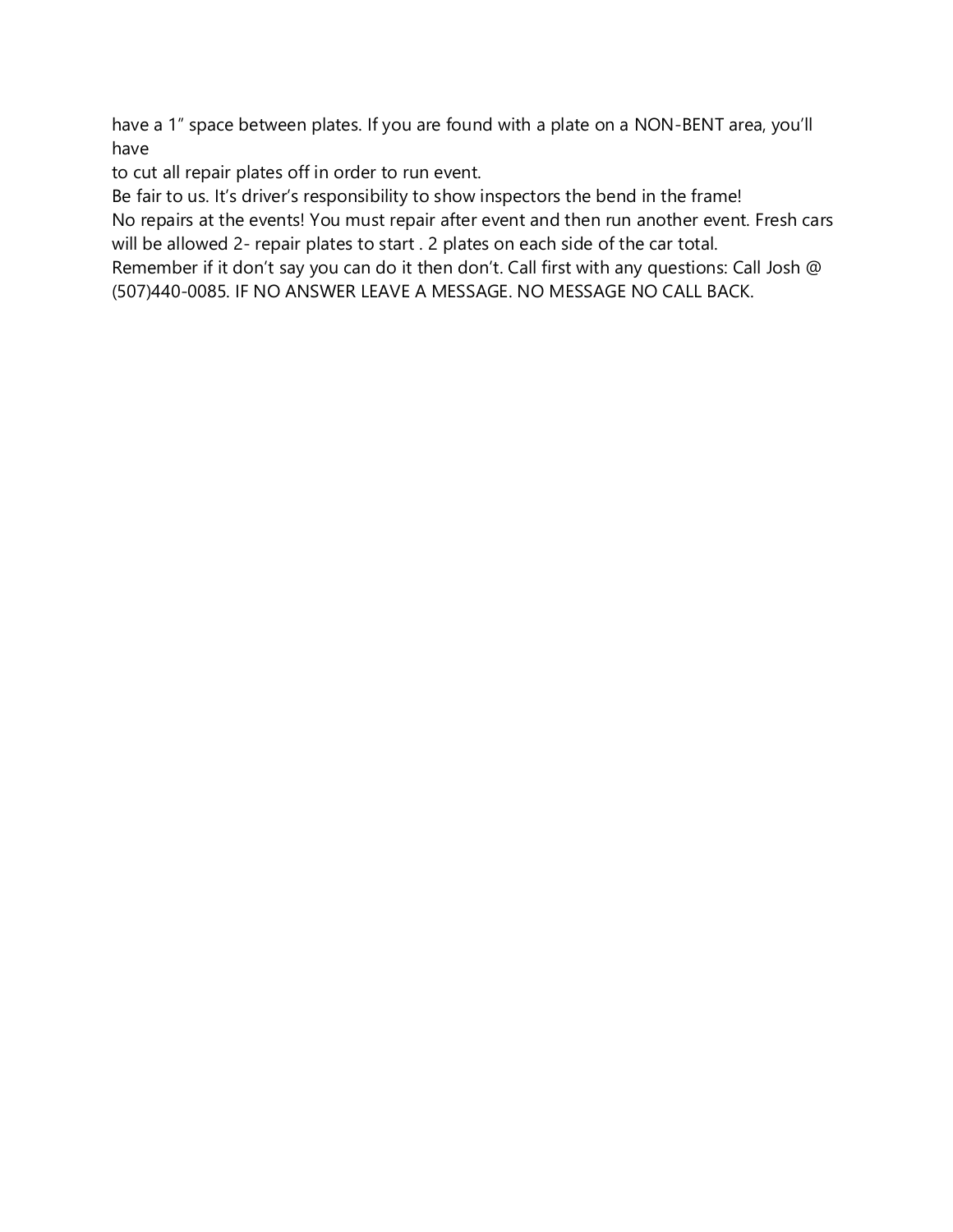have a 1" space between plates. If you are found with a plate on a NON-BENT area, you'll have
to cut all repair plates off in order to run event.
Be fair to us. It's driver's responsibility to show inspectors the bend in the frame!
No repairs at the events! You must repair after event and then run another event. Fresh cars will be allowed 2- repair plates to start . 2 plates on each side of the car total.
Remember if it don't say you can do it then don't. Call first with any questions: Call Josh @ (507)440-0085. IF NO ANSWER LEAVE A MESSAGE. NO MESSAGE NO CALL BACK.